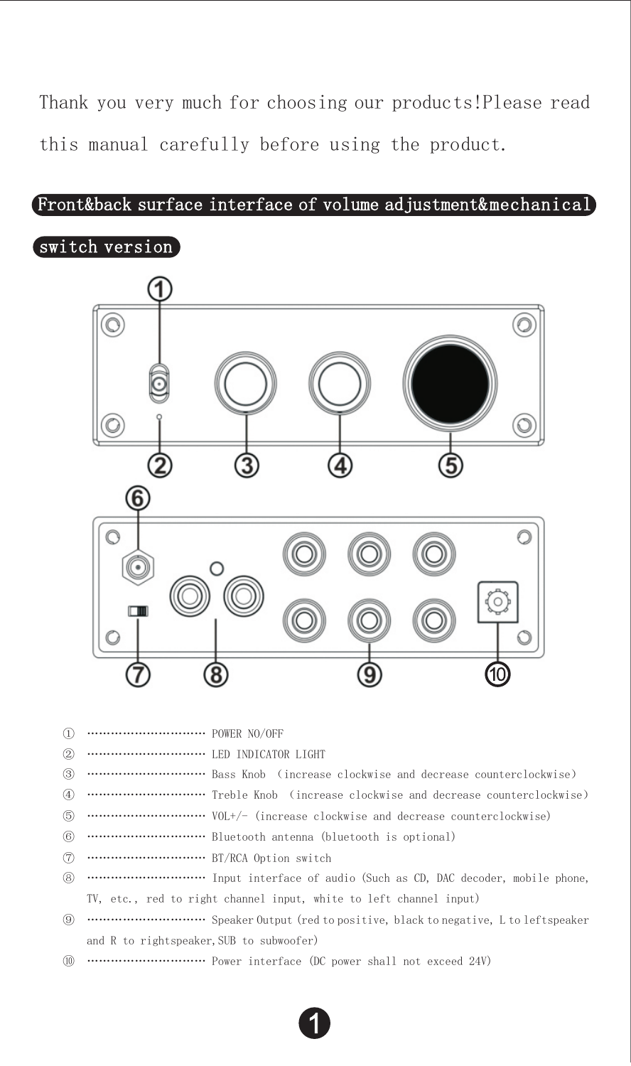Thank you very much for choosing our products!Please read this manual carefully before using the product.

## Front&back surface interface of volume adjustment&mechanical switch version

① ………………………… POWER NO/OFF

② ………………………… LED INDICATOR LIGHT

③ ………………………… Bass Knob （increase clockwise and decrease counterclockwise）

④ ………………………… Treble Knob （increase clockwise and decrease counterclockwise）

⑤ ………………………… VOL+/- (increase clockwise and decrease counterclockwise)

⑥ ………………………… Bluetooth antenna (bluetooth is optional)

⑦ ………………………… BT/RCA Option switch

⑧ ………………………… Input interface of audio (Such as CD, DAC decoder, mobile phone, TV, etc., red to right channel input, white to left channel input)

⑨ ………………………… Speaker Output (red to positive, black to negative, L to leftspeaker and R to rightspeaker,SUB to subwoofer)

⑩ ………………………… Power interface (DC power shall not exceed 24V)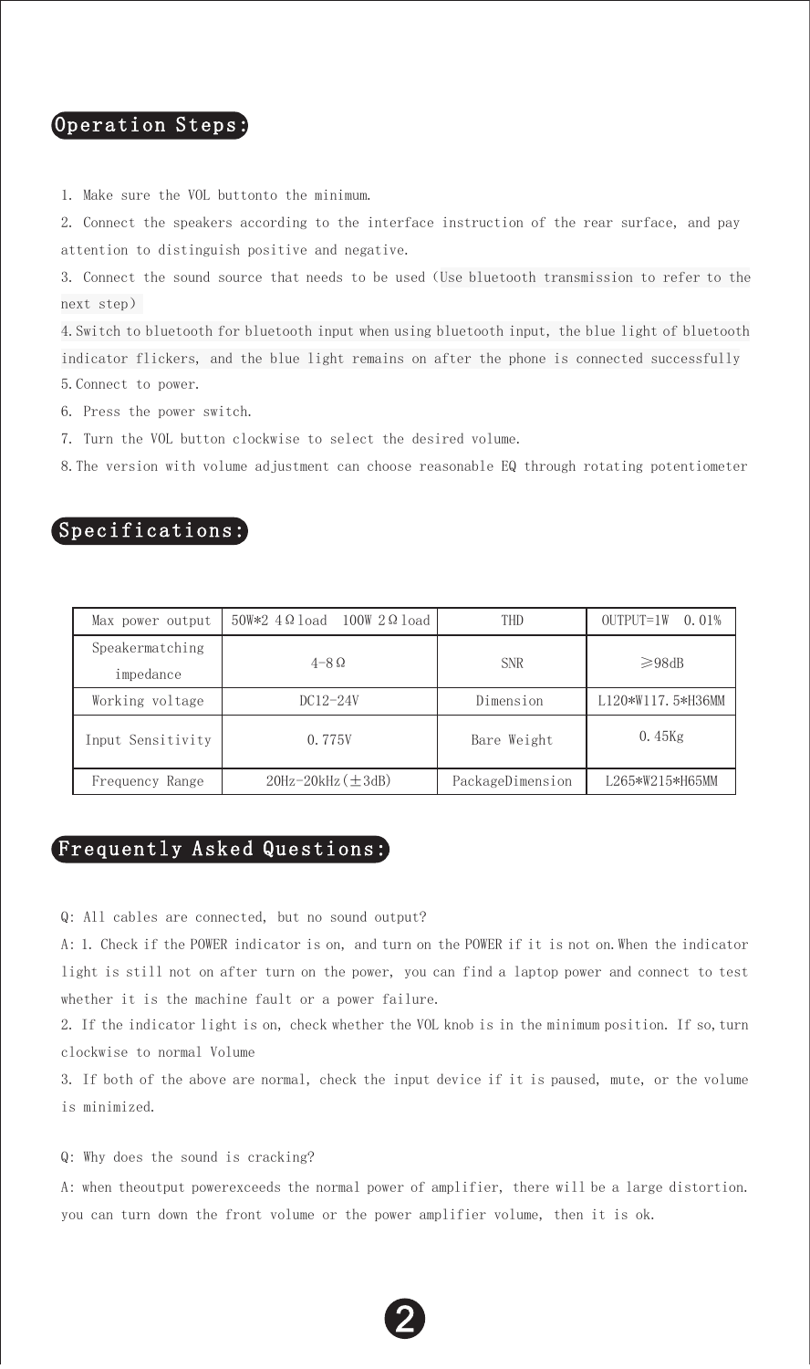## Operation Steps:

1. Make sure the VOL buttonto the minimum.
2. Connect the speakers according to the interface instruction of the rear surface, and pay attention to distinguish positive and negative.
3. Connect the sound source that needs to be used (Use bluetooth transmission to refer to the next step)
4. Switch to bluetooth for bluetooth input when using bluetooth input, the blue light of bluetooth indicator flickers, and the blue light remains on after the phone is connected successfully
5. Connect to power.
6. Press the power switch.
7. Turn the VOL button clockwise to select the desired volume.
8. The version with volume adjustment can choose reasonable EQ through rotating potentiometer

## Specifications:

| Max power output | 50W*2 4Ω load 100W 2Ω load | THD | OUTPUT=1W 0.01% |
|---|---|---|---|
| Speakermatching impedance | 4-8Ω | SNR | ≥98dB |
| Working voltage | DC12-24V | Dimension | L120*W117.5*H36MM |
| Input Sensitivity | 0.775V | Bare Weight | 0.45Kg |
| Frequency Range | 20Hz-20kHz(±3dB) | PackageDimension | L265*W215*H65MM |

## Frequently Asked Questions:

Q: All cables are connected, but no sound output?

A: 1. Check if the POWER indicator is on, and turn on the POWER if it is not on.When the indicator light is still not on after turn on the power, you can find a laptop power and connect to test whether it is the machine fault or a power failure.

2. If the indicator light is on, check whether the VOL knob is in the minimum position. If so,turn clockwise to normal Volume

3. If both of the above are normal, check the input device if it is paused, mute, or the volume is minimized.

Q: Why does the sound is cracking?

A: when theoutput powerexceeds the normal power of amplifier, there will be a large distortion. you can turn down the front volume or the power amplifier volume, then it is ok.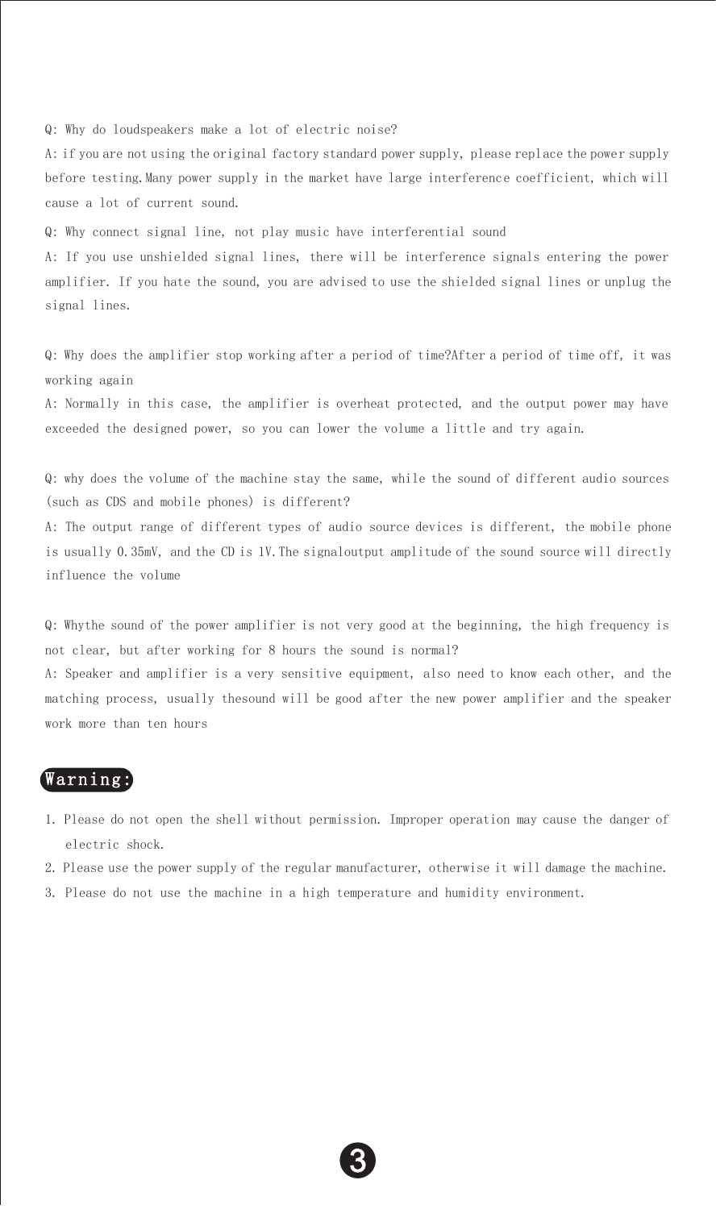Q: Why do loudspeakers make a lot of electric noise?

A: if you are not using the original factory standard power supply, please replace the power supply before testing.Many power supply in the market have large interference coefficient, which will cause a lot of current sound.

Q: Why connect signal line, not play music have interferential sound

A: If you use unshielded signal lines, there will be interference signals entering the power amplifier. If you hate the sound, you are advised to use the shielded signal lines or unplug the signal lines.

Q: Why does the amplifier stop working after a period of time?After a period of time off, it was working again

A: Normally in this case, the amplifier is overheat protected, and the output power may have exceeded the designed power, so you can lower the volume a little and try again.

Q: why does the volume of the machine stay the same, while the sound of different audio sources (such as CDS and mobile phones) is different?

A: The output range of different types of audio source devices is different, the mobile phone is usually 0.35mV, and the CD is 1V.The signaloutput amplitude of the sound source will directly influence the volume

Q: Whythe sound of the power amplifier is not very good at the beginning, the high frequency is not clear, but after working for 8 hours the sound is normal?

A: Speaker and amplifier is a very sensitive equipment, also need to know each other, and the matching process, usually thesound will be good after the new power amplifier and the speaker work more than ten hours

## Warning:

1. Please do not open the shell without permission. Improper operation may cause the danger of electric shock.
2. Please use the power supply of the regular manufacturer, otherwise it will damage the machine.
3. Please do not use the machine in a high temperature and humidity environment.